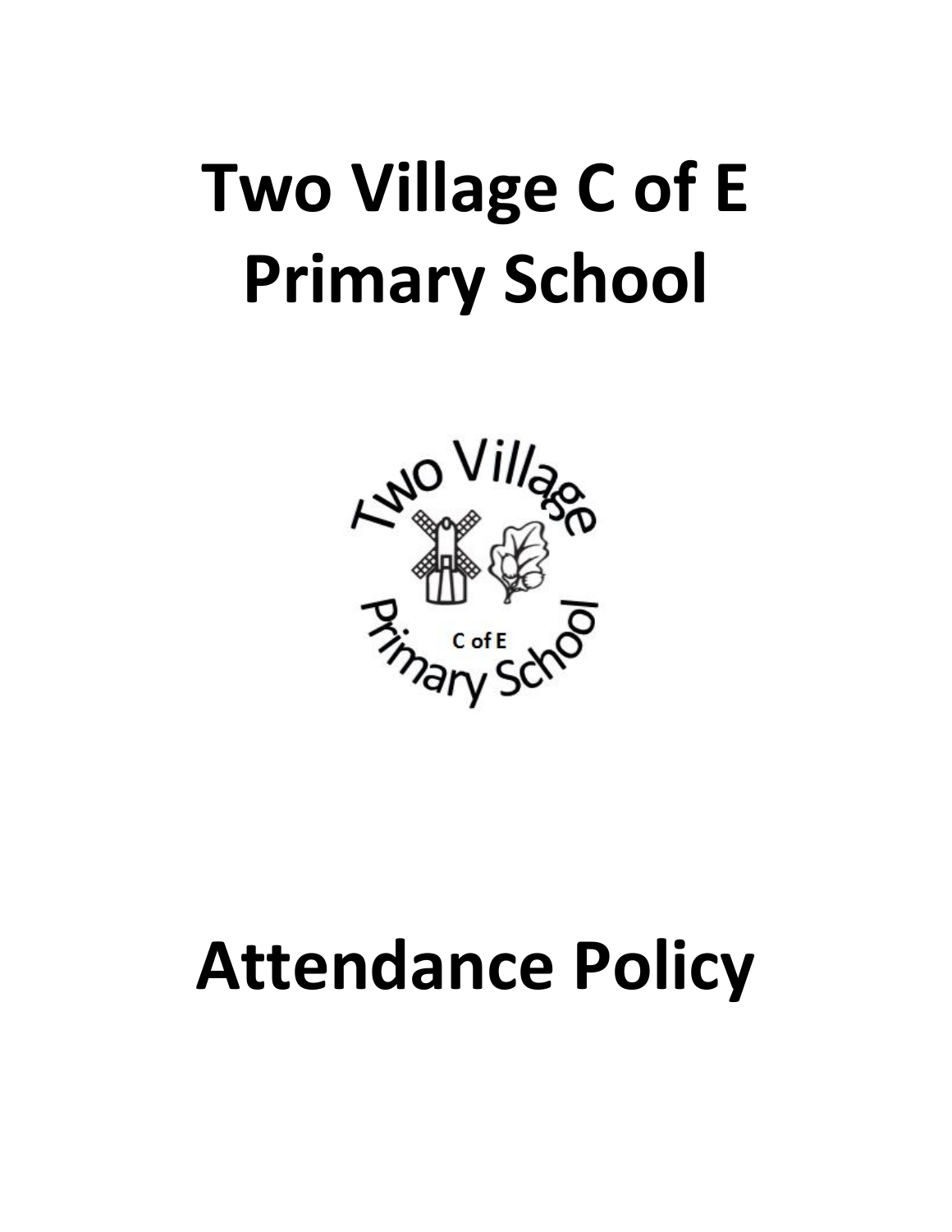# Two Village C of E Primary School

# Attendance Policy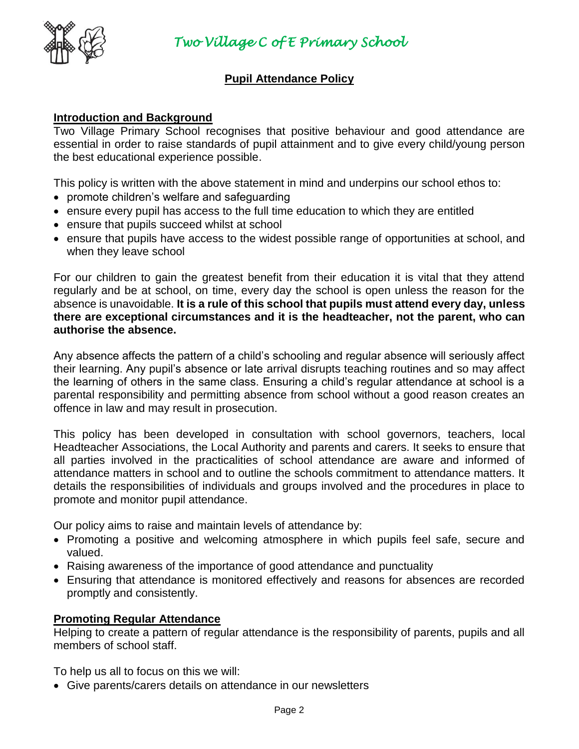# Two Village C of E Primary School

## Pupil Attendance Policy

### Introduction and Background

Two Village Primary School recognises that positive behaviour and good attendance are essential in order to raise standards of pupil attainment and to give every child/young person the best educational experience possible.

This policy is written with the above statement in mind and underpins our school ethos to:

- promote children's welfare and safeguarding
- ensure every pupil has access to the full time education to which they are entitled
- ensure that pupils succeed whilst at school
- ensure that pupils have access to the widest possible range of opportunities at school, and when they leave school

For our children to gain the greatest benefit from their education it is vital that they attend regularly and be at school, on time, every day the school is open unless the reason for the absence is unavoidable. **It is a rule of this school that pupils must attend every day, unless there are exceptional circumstances and it is the headteacher, not the parent, who can authorise the absence.**

Any absence affects the pattern of a child's schooling and regular absence will seriously affect their learning. Any pupil's absence or late arrival disrupts teaching routines and so may affect the learning of others in the same class. Ensuring a child's regular attendance at school is a parental responsibility and permitting absence from school without a good reason creates an offence in law and may result in prosecution.

This policy has been developed in consultation with school governors, teachers, local Headteacher Associations, the Local Authority and parents and carers. It seeks to ensure that all parties involved in the practicalities of school attendance are aware and informed of attendance matters in school and to outline the schools commitment to attendance matters. It details the responsibilities of individuals and groups involved and the procedures in place to promote and monitor pupil attendance.

Our policy aims to raise and maintain levels of attendance by:

- Promoting a positive and welcoming atmosphere in which pupils feel safe, secure and valued.
- Raising awareness of the importance of good attendance and punctuality
- Ensuring that attendance is monitored effectively and reasons for absences are recorded promptly and consistently.

### Promoting Regular Attendance

Helping to create a pattern of regular attendance is the responsibility of parents, pupils and all members of school staff.

To help us all to focus on this we will:

- Give parents/carers details on attendance in our newsletters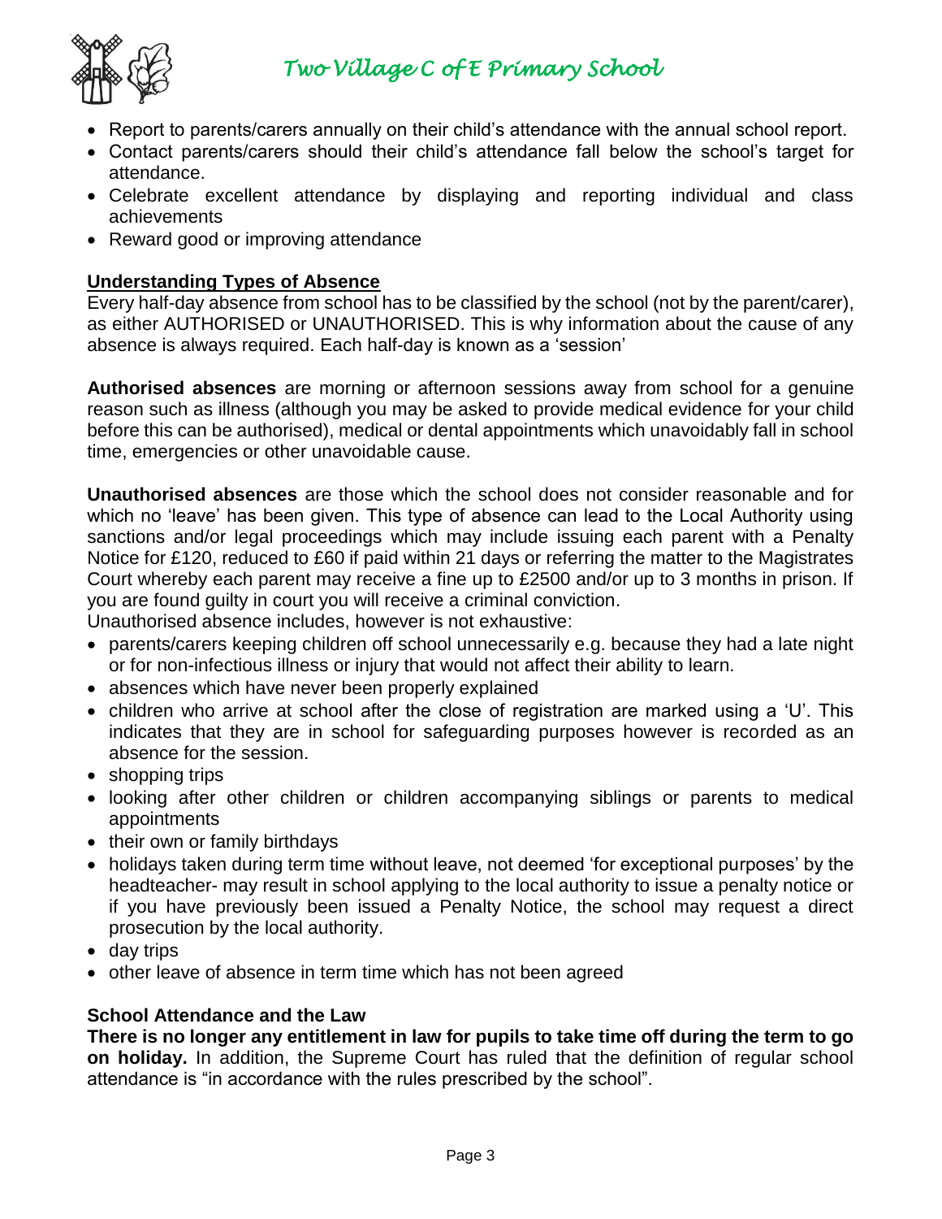- Report to parents/carers annually on their child's attendance with the annual school report.
- Contact parents/carers should their child's attendance fall below the school's target for attendance.
- Celebrate excellent attendance by displaying and reporting individual and class achievements
- Reward good or improving attendance

## Understanding Types of Absence

Every half-day absence from school has to be classified by the school (not by the parent/carer), as either AUTHORISED or UNAUTHORISED. This is why information about the cause of any absence is always required. Each half-day is known as a 'session'

**Authorised absences** are morning or afternoon sessions away from school for a genuine reason such as illness (although you may be asked to provide medical evidence for your child before this can be authorised), medical or dental appointments which unavoidably fall in school time, emergencies or other unavoidable cause.

**Unauthorised absences** are those which the school does not consider reasonable and for which no 'leave' has been given. This type of absence can lead to the Local Authority using sanctions and/or legal proceedings which may include issuing each parent with a Penalty Notice for £120, reduced to £60 if paid within 21 days or referring the matter to the Magistrates Court whereby each parent may receive a fine up to £2500 and/or up to 3 months in prison. If you are found guilty in court you will receive a criminal conviction.
Unauthorised absence includes, however is not exhaustive:

- parents/carers keeping children off school unnecessarily e.g. because they had a late night or for non-infectious illness or injury that would not affect their ability to learn.
- absences which have never been properly explained
- children who arrive at school after the close of registration are marked using a 'U'. This indicates that they are in school for safeguarding purposes however is recorded as an absence for the session.
- shopping trips
- looking after other children or children accompanying siblings or parents to medical appointments
- their own or family birthdays
- holidays taken during term time without leave, not deemed 'for exceptional purposes' by the headteacher- may result in school applying to the local authority to issue a penalty notice or if you have previously been issued a Penalty Notice, the school may request a direct prosecution by the local authority.
- day trips
- other leave of absence in term time which has not been agreed

### School Attendance and the Law

**There is no longer any entitlement in law for pupils to take time off during the term to go on holiday.** In addition, the Supreme Court has ruled that the definition of regular school attendance is "in accordance with the rules prescribed by the school".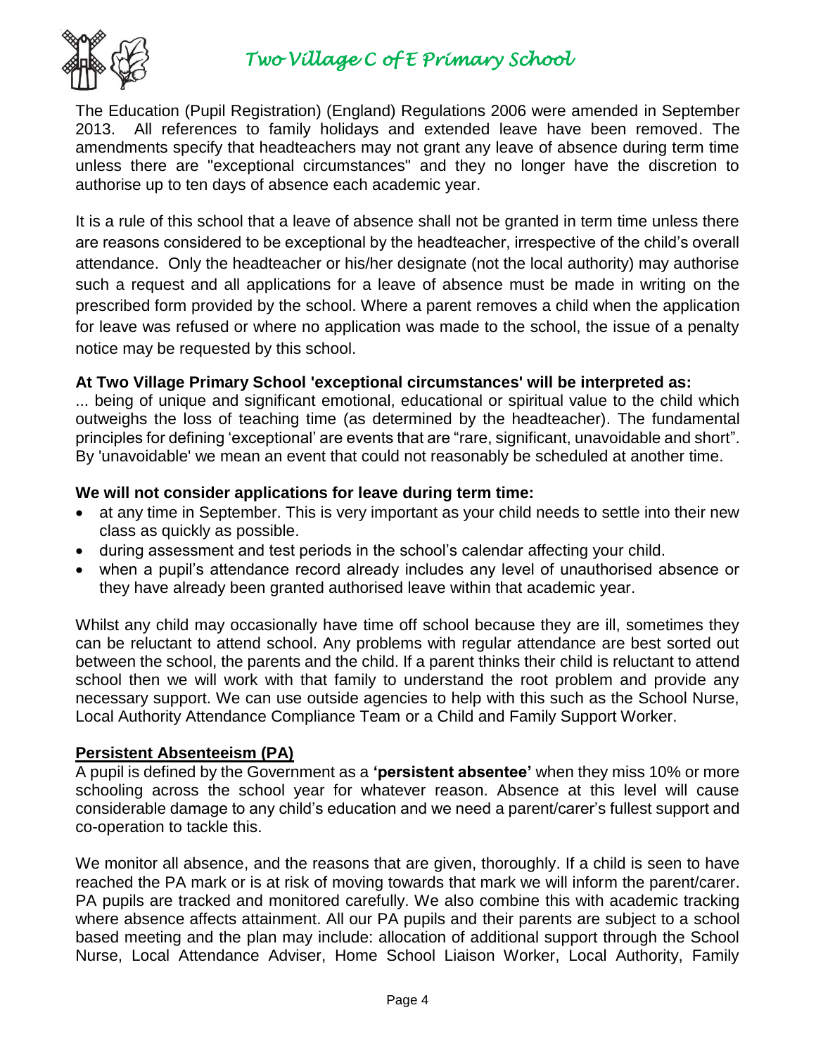The Education (Pupil Registration) (England) Regulations 2006 were amended in September 2013. All references to family holidays and extended leave have been removed. The amendments specify that headteachers may not grant any leave of absence during term time unless there are "exceptional circumstances" and they no longer have the discretion to authorise up to ten days of absence each academic year.

It is a rule of this school that a leave of absence shall not be granted in term time unless there are reasons considered to be exceptional by the headteacher, irrespective of the child's overall attendance. Only the headteacher or his/her designate (not the local authority) may authorise such a request and all applications for a leave of absence must be made in writing on the prescribed form provided by the school. Where a parent removes a child when the application for leave was refused or where no application was made to the school, the issue of a penalty notice may be requested by this school.

**At Two Village Primary School 'exceptional circumstances' will be interpreted as:**

... being of unique and significant emotional, educational or spiritual value to the child which outweighs the loss of teaching time (as determined by the headteacher). The fundamental principles for defining 'exceptional' are events that are "rare, significant, unavoidable and short". By 'unavoidable' we mean an event that could not reasonably be scheduled at another time.

**We will not consider applications for leave during term time:**

- at any time in September. This is very important as your child needs to settle into their new class as quickly as possible.
- during assessment and test periods in the school's calendar affecting your child.
- when a pupil's attendance record already includes any level of unauthorised absence or they have already been granted authorised leave within that academic year.

Whilst any child may occasionally have time off school because they are ill, sometimes they can be reluctant to attend school. Any problems with regular attendance are best sorted out between the school, the parents and the child. If a parent thinks their child is reluctant to attend school then we will work with that family to understand the root problem and provide any necessary support. We can use outside agencies to help with this such as the School Nurse, Local Authority Attendance Compliance Team or a Child and Family Support Worker.

## Persistent Absenteeism (PA)

A pupil is defined by the Government as a **'persistent absentee'** when they miss 10% or more schooling across the school year for whatever reason. Absence at this level will cause considerable damage to any child's education and we need a parent/carer's fullest support and co-operation to tackle this.

We monitor all absence, and the reasons that are given, thoroughly. If a child is seen to have reached the PA mark or is at risk of moving towards that mark we will inform the parent/carer. PA pupils are tracked and monitored carefully. We also combine this with academic tracking where absence affects attainment. All our PA pupils and their parents are subject to a school based meeting and the plan may include: allocation of additional support through the School Nurse, Local Attendance Adviser, Home School Liaison Worker, Local Authority, Family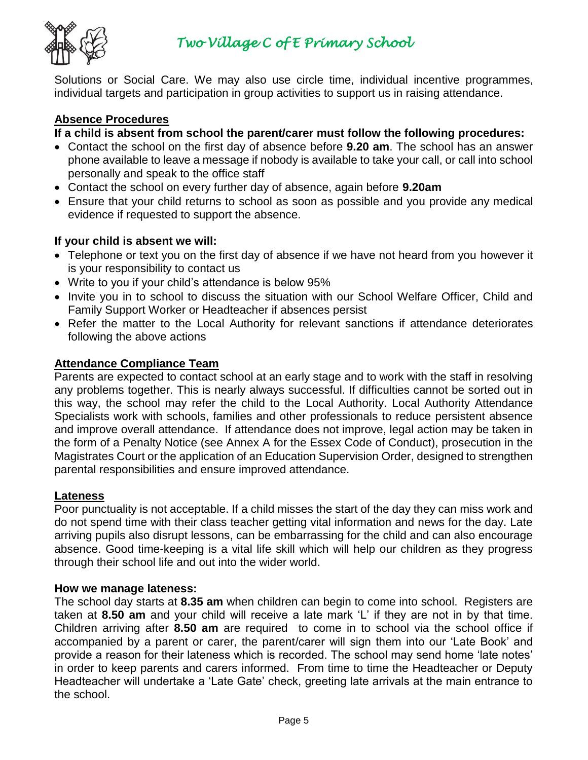Solutions or Social Care. We may also use circle time, individual incentive programmes, individual targets and participation in group activities to support us in raising attendance.

## Absence Procedures

**If a child is absent from school the parent/carer must follow the following procedures:**

- Contact the school on the first day of absence before **9.20 am**. The school has an answer phone available to leave a message if nobody is available to take your call, or call into school personally and speak to the office staff
- Contact the school on every further day of absence, again before **9.20am**
- Ensure that your child returns to school as soon as possible and you provide any medical evidence if requested to support the absence.

**If your child is absent we will:**

- Telephone or text you on the first day of absence if we have not heard from you however it is your responsibility to contact us
- Write to you if your child's attendance is below 95%
- Invite you in to school to discuss the situation with our School Welfare Officer, Child and Family Support Worker or Headteacher if absences persist
- Refer the matter to the Local Authority for relevant sanctions if attendance deteriorates following the above actions

## Attendance Compliance Team

Parents are expected to contact school at an early stage and to work with the staff in resolving any problems together. This is nearly always successful. If difficulties cannot be sorted out in this way, the school may refer the child to the Local Authority. Local Authority Attendance Specialists work with schools, families and other professionals to reduce persistent absence and improve overall attendance. If attendance does not improve, legal action may be taken in the form of a Penalty Notice (see Annex A for the Essex Code of Conduct), prosecution in the Magistrates Court or the application of an Education Supervision Order, designed to strengthen parental responsibilities and ensure improved attendance.

## Lateness

Poor punctuality is not acceptable. If a child misses the start of the day they can miss work and do not spend time with their class teacher getting vital information and news for the day. Late arriving pupils also disrupt lessons, can be embarrassing for the child and can also encourage absence. Good time-keeping is a vital life skill which will help our children as they progress through their school life and out into the wider world.

**How we manage lateness:**

The school day starts at **8.35 am** when children can begin to come into school. Registers are taken at **8.50 am** and your child will receive a late mark 'L' if they are not in by that time. Children arriving after **8.50 am** are required to come in to school via the school office if accompanied by a parent or carer, the parent/carer will sign them into our 'Late Book' and provide a reason for their lateness which is recorded. The school may send home 'late notes' in order to keep parents and carers informed. From time to time the Headteacher or Deputy Headteacher will undertake a 'Late Gate' check, greeting late arrivals at the main entrance to the school.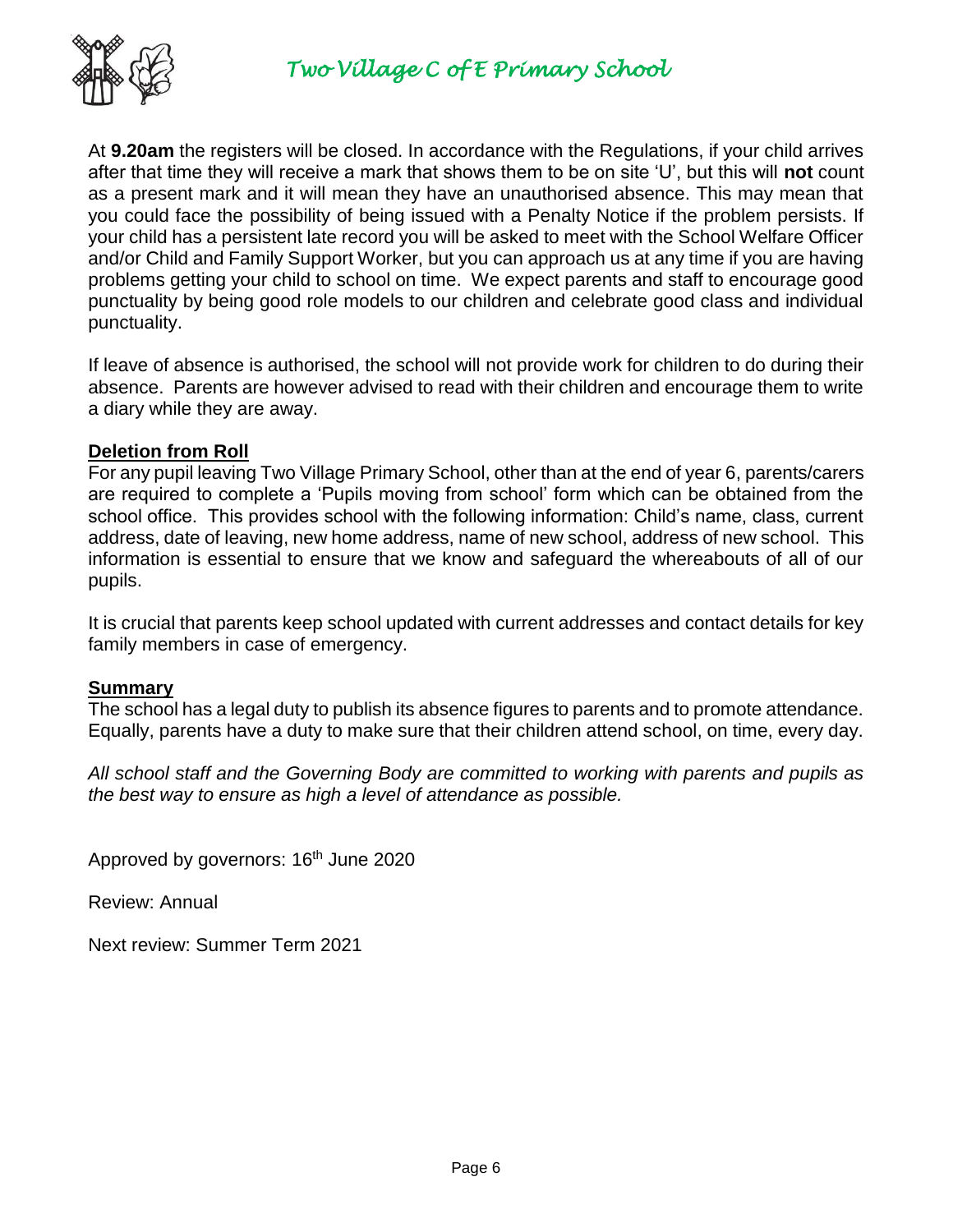At **9.20am** the registers will be closed. In accordance with the Regulations, if your child arrives after that time they will receive a mark that shows them to be on site 'U', but this will **not** count as a present mark and it will mean they have an unauthorised absence. This may mean that you could face the possibility of being issued with a Penalty Notice if the problem persists. If your child has a persistent late record you will be asked to meet with the School Welfare Officer and/or Child and Family Support Worker, but you can approach us at any time if you are having problems getting your child to school on time. We expect parents and staff to encourage good punctuality by being good role models to our children and celebrate good class and individual punctuality.

If leave of absence is authorised, the school will not provide work for children to do during their absence. Parents are however advised to read with their children and encourage them to write a diary while they are away.

**Deletion from Roll**

For any pupil leaving Two Village Primary School, other than at the end of year 6, parents/carers are required to complete a 'Pupils moving from school' form which can be obtained from the school office. This provides school with the following information: Child's name, class, current address, date of leaving, new home address, name of new school, address of new school. This information is essential to ensure that we know and safeguard the whereabouts of all of our pupils.

It is crucial that parents keep school updated with current addresses and contact details for key family members in case of emergency.

**Summary**

The school has a legal duty to publish its absence figures to parents and to promote attendance. Equally, parents have a duty to make sure that their children attend school, on time, every day.

*All school staff and the Governing Body are committed to working with parents and pupils as the best way to ensure as high a level of attendance as possible.*

Approved by governors: 16th June 2020

Review: Annual

Next review: Summer Term 2021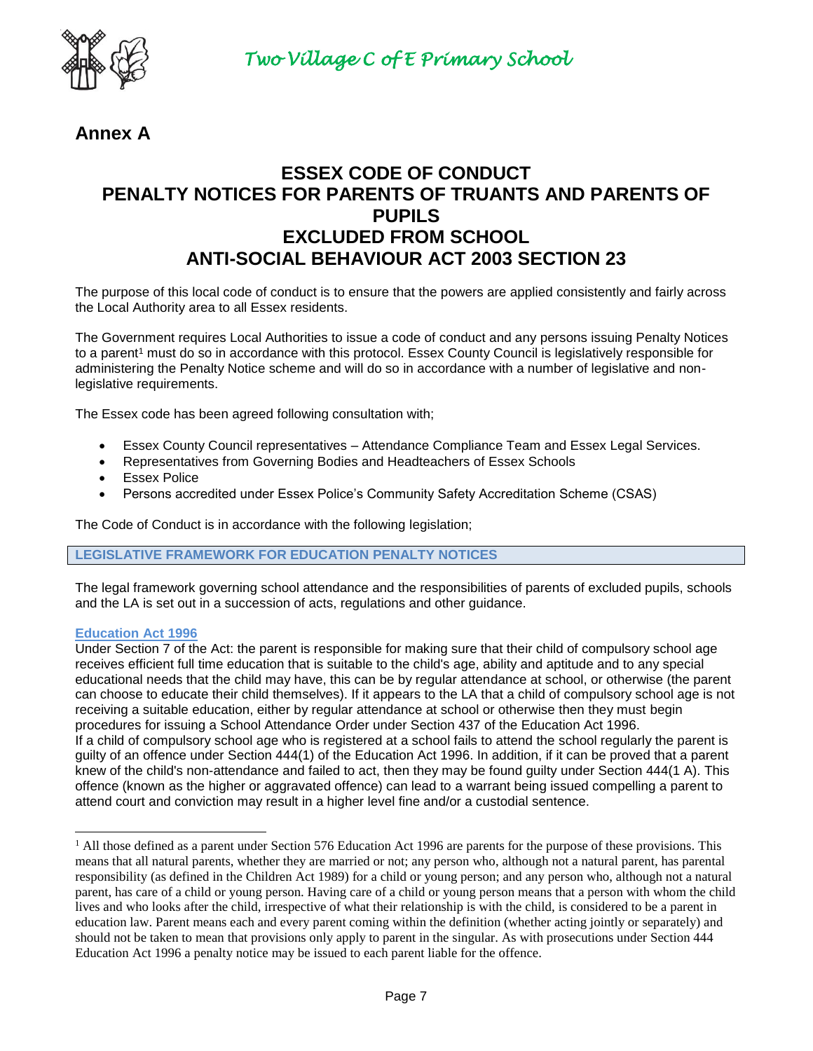## Annex A

# ESSEX CODE OF CONDUCT
# PENALTY NOTICES FOR PARENTS OF TRUANTS AND PARENTS OF PUPILS EXCLUDED FROM SCHOOL
# ANTI-SOCIAL BEHAVIOUR ACT 2003 SECTION 23

The purpose of this local code of conduct is to ensure that the powers are applied consistently and fairly across the Local Authority area to all Essex residents.

The Government requires Local Authorities to issue a code of conduct and any persons issuing Penalty Notices to a parent[1] must do so in accordance with this protocol. Essex County Council is legislatively responsible for administering the Penalty Notice scheme and will do so in accordance with a number of legislative and non-legislative requirements.

The Essex code has been agreed following consultation with;

- Essex County Council representatives – Attendance Compliance Team and Essex Legal Services.
- Representatives from Governing Bodies and Headteachers of Essex Schools
- Essex Police
- Persons accredited under Essex Police's Community Safety Accreditation Scheme (CSAS)

The Code of Conduct is in accordance with the following legislation;

### LEGISLATIVE FRAMEWORK FOR EDUCATION PENALTY NOTICES

The legal framework governing school attendance and the responsibilities of parents of excluded pupils, schools and the LA is set out in a succession of acts, regulations and other guidance.

**Education Act 1996**

Under Section 7 of the Act: the parent is responsible for making sure that their child of compulsory school age receives efficient full time education that is suitable to the child's age, ability and aptitude and to any special educational needs that the child may have, this can be by regular attendance at school, or otherwise (the parent can choose to educate their child themselves). If it appears to the LA that a child of compulsory school age is not receiving a suitable education, either by regular attendance at school or otherwise then they must begin procedures for issuing a School Attendance Order under Section 437 of the Education Act 1996.

If a child of compulsory school age who is registered at a school fails to attend the school regularly the parent is guilty of an offence under Section 444(1) of the Education Act 1996. In addition, if it can be proved that a parent knew of the child's non-attendance and failed to act, then they may be found guilty under Section 444(1 A). This offence (known as the higher or aggravated offence) can lead to a warrant being issued compelling a parent to attend court and conviction may result in a higher level fine and/or a custodial sentence.

---

[1] All those defined as a parent under Section 576 Education Act 1996 are parents for the purpose of these provisions. This means that all natural parents, whether they are married or not; any person who, although not a natural parent, has parental responsibility (as defined in the Children Act 1989) for a child or young person; and any person who, although not a natural parent, has care of a child or young person. Having care of a child or young person means that a person with whom the child lives and who looks after the child, irrespective of what their relationship is with the child, is considered to be a parent in education law. Parent means each and every parent coming within the definition (whether acting jointly or separately) and should not be taken to mean that provisions only apply to parent in the singular. As with prosecutions under Section 444 Education Act 1996 a penalty notice may be issued to each parent liable for the offence.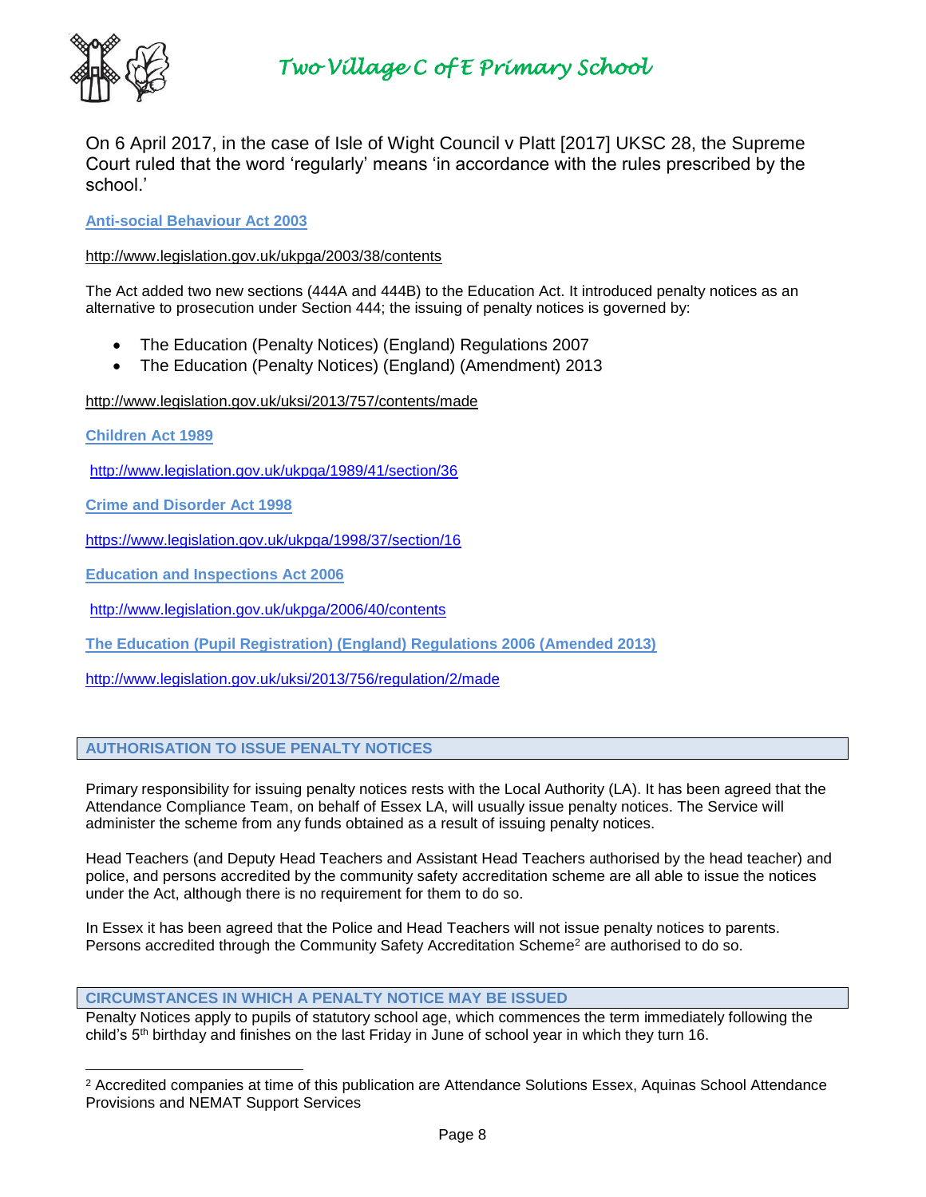On 6 April 2017, in the case of Isle of Wight Council v Platt [2017] UKSC 28, the Supreme Court ruled that the word 'regularly' means 'in accordance with the rules prescribed by the school.'

**Anti-social Behaviour Act 2003**

http://www.legislation.gov.uk/ukpga/2003/38/contents

The Act added two new sections (444A and 444B) to the Education Act. It introduced penalty notices as an alternative to prosecution under Section 444; the issuing of penalty notices is governed by:

- The Education (Penalty Notices) (England) Regulations 2007
- The Education (Penalty Notices) (England) (Amendment) 2013

http://www.legislation.gov.uk/uksi/2013/757/contents/made

**Children Act 1989**

http://www.legislation.gov.uk/ukpga/1989/41/section/36

**Crime and Disorder Act 1998**

https://www.legislation.gov.uk/ukpga/1998/37/section/16

**Education and Inspections Act 2006**

http://www.legislation.gov.uk/ukpga/2006/40/contents

**The Education (Pupil Registration) (England) Regulations 2006 (Amended 2013)**

http://www.legislation.gov.uk/uksi/2013/756/regulation/2/made

## AUTHORISATION TO ISSUE PENALTY NOTICES

Primary responsibility for issuing penalty notices rests with the Local Authority (LA). It has been agreed that the Attendance Compliance Team, on behalf of Essex LA, will usually issue penalty notices. The Service will administer the scheme from any funds obtained as a result of issuing penalty notices.

Head Teachers (and Deputy Head Teachers and Assistant Head Teachers authorised by the head teacher) and police, and persons accredited by the community safety accreditation scheme are all able to issue the notices under the Act, although there is no requirement for them to do so.

In Essex it has been agreed that the Police and Head Teachers will not issue penalty notices to parents. Persons accredited through the Community Safety Accreditation Scheme[2] are authorised to do so.

## CIRCUMSTANCES IN WHICH A PENALTY NOTICE MAY BE ISSUED

Penalty Notices apply to pupils of statutory school age, which commences the term immediately following the child's 5th birthday and finishes on the last Friday in June of school year in which they turn 16.

[2] Accredited companies at time of this publication are Attendance Solutions Essex, Aquinas School Attendance Provisions and NEMAT Support Services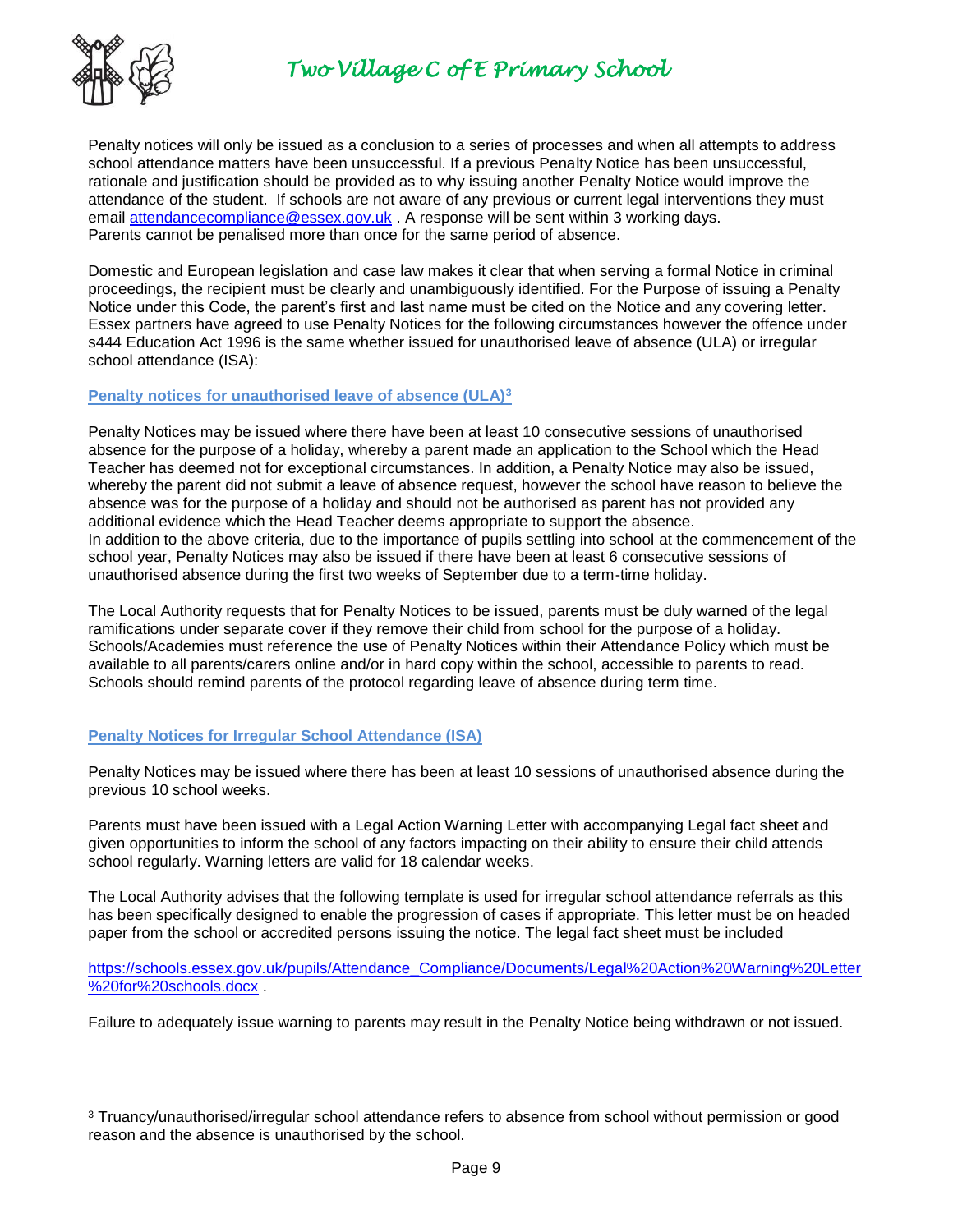Penalty notices will only be issued as a conclusion to a series of processes and when all attempts to address school attendance matters have been unsuccessful. If a previous Penalty Notice has been unsuccessful, rationale and justification should be provided as to why issuing another Penalty Notice would improve the attendance of the student. If schools are not aware of any previous or current legal interventions they must email [attendancecompliance@essex.gov.uk](mailto:attendancecompliance@essex.gov.uk) . A response will be sent within 3 working days. Parents cannot be penalised more than once for the same period of absence.

Domestic and European legislation and case law makes it clear that when serving a formal Notice in criminal proceedings, the recipient must be clearly and unambiguously identified. For the Purpose of issuing a Penalty Notice under this Code, the parent's first and last name must be cited on the Notice and any covering letter. Essex partners have agreed to use Penalty Notices for the following circumstances however the offence under s444 Education Act 1996 is the same whether issued for unauthorised leave of absence (ULA) or irregular school attendance (ISA):

### Penalty notices for unauthorised leave of absence (ULA)[3]

Penalty Notices may be issued where there have been at least 10 consecutive sessions of unauthorised absence for the purpose of a holiday, whereby a parent made an application to the School which the Head Teacher has deemed not for exceptional circumstances. In addition, a Penalty Notice may also be issued, whereby the parent did not submit a leave of absence request, however the school have reason to believe the absence was for the purpose of a holiday and should not be authorised as parent has not provided any additional evidence which the Head Teacher deems appropriate to support the absence.
In addition to the above criteria, due to the importance of pupils settling into school at the commencement of the school year, Penalty Notices may also be issued if there have been at least 6 consecutive sessions of unauthorised absence during the first two weeks of September due to a term-time holiday.

The Local Authority requests that for Penalty Notices to be issued, parents must be duly warned of the legal ramifications under separate cover if they remove their child from school for the purpose of a holiday. Schools/Academies must reference the use of Penalty Notices within their Attendance Policy which must be available to all parents/carers online and/or in hard copy within the school, accessible to parents to read. Schools should remind parents of the protocol regarding leave of absence during term time.

### Penalty Notices for Irregular School Attendance (ISA)

Penalty Notices may be issued where there has been at least 10 sessions of unauthorised absence during the previous 10 school weeks.

Parents must have been issued with a Legal Action Warning Letter with accompanying Legal fact sheet and given opportunities to inform the school of any factors impacting on their ability to ensure their child attends school regularly. Warning letters are valid for 18 calendar weeks.

The Local Authority advises that the following template is used for irregular school attendance referrals as this has been specifically designed to enable the progression of cases if appropriate. This letter must be on headed paper from the school or accredited persons issuing the notice. The legal fact sheet must be included

[https://schools.essex.gov.uk/pupils/Attendance_Compliance/Documents/Legal%20Action%20Warning%20Letter%20for%20schools.docx](https://schools.essex.gov.uk/pupils/Attendance_Compliance/Documents/Legal%20Action%20Warning%20Letter%20for%20schools.docx) .

Failure to adequately issue warning to parents may result in the Penalty Notice being withdrawn or not issued.

---

[3] Truancy/unauthorised/irregular school attendance refers to absence from school without permission or good reason and the absence is unauthorised by the school.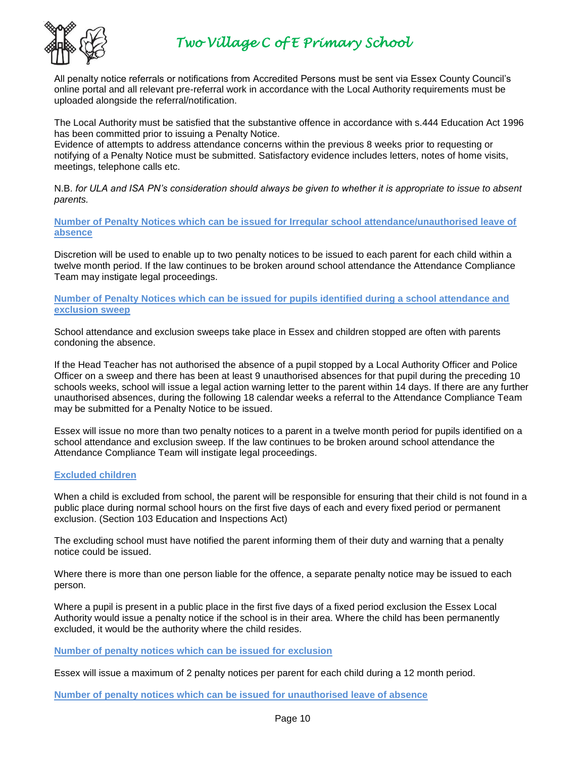All penalty notice referrals or notifications from Accredited Persons must be sent via Essex County Council's online portal and all relevant pre-referral work in accordance with the Local Authority requirements must be uploaded alongside the referral/notification.

The Local Authority must be satisfied that the substantive offence in accordance with s.444 Education Act 1996 has been committed prior to issuing a Penalty Notice.
Evidence of attempts to address attendance concerns within the previous 8 weeks prior to requesting or notifying of a Penalty Notice must be submitted. Satisfactory evidence includes letters, notes of home visits, meetings, telephone calls etc.

N.B. *for ULA and ISA PN's consideration should always be given to whether it is appropriate to issue to absent parents.*

### Number of Penalty Notices which can be issued for Irregular school attendance/unauthorised leave of absence

Discretion will be used to enable up to two penalty notices to be issued to each parent for each child within a twelve month period. If the law continues to be broken around school attendance the Attendance Compliance Team may instigate legal proceedings.

### Number of Penalty Notices which can be issued for pupils identified during a school attendance and exclusion sweep

School attendance and exclusion sweeps take place in Essex and children stopped are often with parents condoning the absence.

If the Head Teacher has not authorised the absence of a pupil stopped by a Local Authority Officer and Police Officer on a sweep and there has been at least 9 unauthorised absences for that pupil during the preceding 10 schools weeks, school will issue a legal action warning letter to the parent within 14 days. If there are any further unauthorised absences, during the following 18 calendar weeks a referral to the Attendance Compliance Team may be submitted for a Penalty Notice to be issued.

Essex will issue no more than two penalty notices to a parent in a twelve month period for pupils identified on a school attendance and exclusion sweep. If the law continues to be broken around school attendance the Attendance Compliance Team will instigate legal proceedings.

### Excluded children

When a child is excluded from school, the parent will be responsible for ensuring that their child is not found in a public place during normal school hours on the first five days of each and every fixed period or permanent exclusion. (Section 103 Education and Inspections Act)

The excluding school must have notified the parent informing them of their duty and warning that a penalty notice could be issued.

Where there is more than one person liable for the offence, a separate penalty notice may be issued to each person.

Where a pupil is present in a public place in the first five days of a fixed period exclusion the Essex Local Authority would issue a penalty notice if the school is in their area. Where the child has been permanently excluded, it would be the authority where the child resides.

### Number of penalty notices which can be issued for exclusion

Essex will issue a maximum of 2 penalty notices per parent for each child during a 12 month period.

### Number of penalty notices which can be issued for unauthorised leave of absence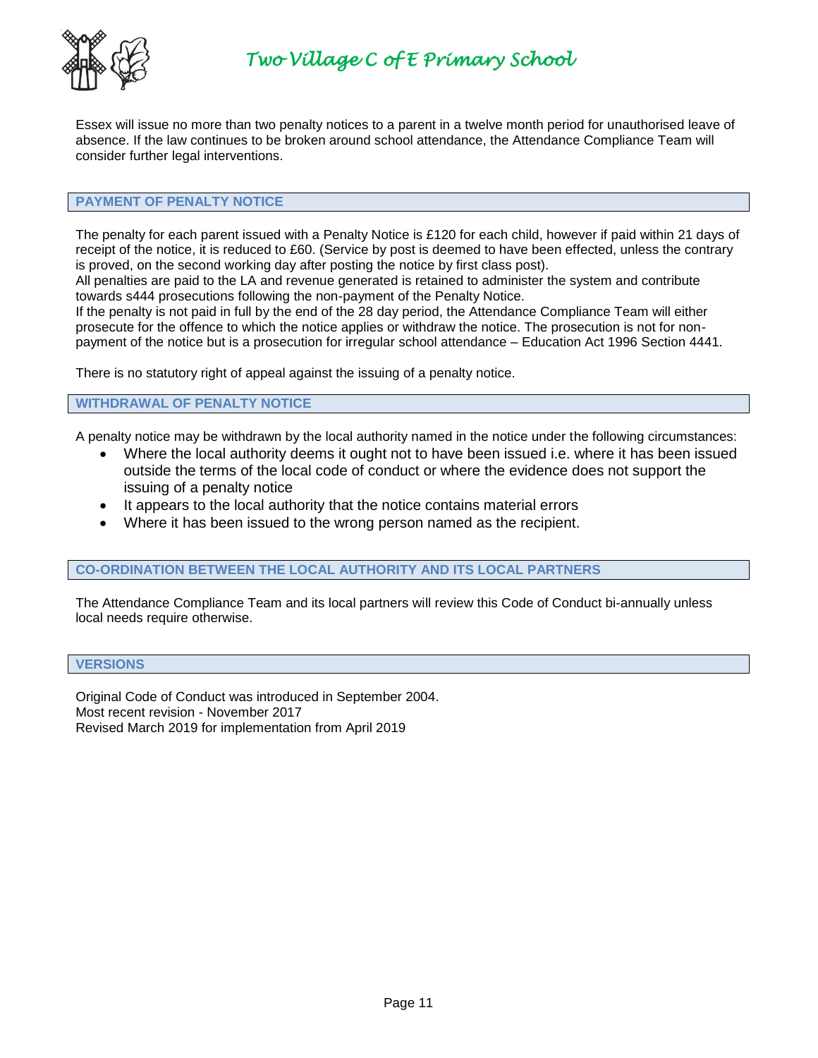Essex will issue no more than two penalty notices to a parent in a twelve month period for unauthorised leave of absence. If the law continues to be broken around school attendance, the Attendance Compliance Team will consider further legal interventions.

## PAYMENT OF PENALTY NOTICE

The penalty for each parent issued with a Penalty Notice is £120 for each child, however if paid within 21 days of receipt of the notice, it is reduced to £60. (Service by post is deemed to have been effected, unless the contrary is proved, on the second working day after posting the notice by first class post).

All penalties are paid to the LA and revenue generated is retained to administer the system and contribute towards s444 prosecutions following the non-payment of the Penalty Notice.

If the penalty is not paid in full by the end of the 28 day period, the Attendance Compliance Team will either prosecute for the offence to which the notice applies or withdraw the notice. The prosecution is not for non-payment of the notice but is a prosecution for irregular school attendance – Education Act 1996 Section 4441.

There is no statutory right of appeal against the issuing of a penalty notice.

## WITHDRAWAL OF PENALTY NOTICE

A penalty notice may be withdrawn by the local authority named in the notice under the following circumstances:

- Where the local authority deems it ought not to have been issued i.e. where it has been issued outside the terms of the local code of conduct or where the evidence does not support the issuing of a penalty notice
- It appears to the local authority that the notice contains material errors
- Where it has been issued to the wrong person named as the recipient.

## CO-ORDINATION BETWEEN THE LOCAL AUTHORITY AND ITS LOCAL PARTNERS

The Attendance Compliance Team and its local partners will review this Code of Conduct bi-annually unless local needs require otherwise.

## VERSIONS

Original Code of Conduct was introduced in September 2004.
Most recent revision - November 2017
Revised March 2019 for implementation from April 2019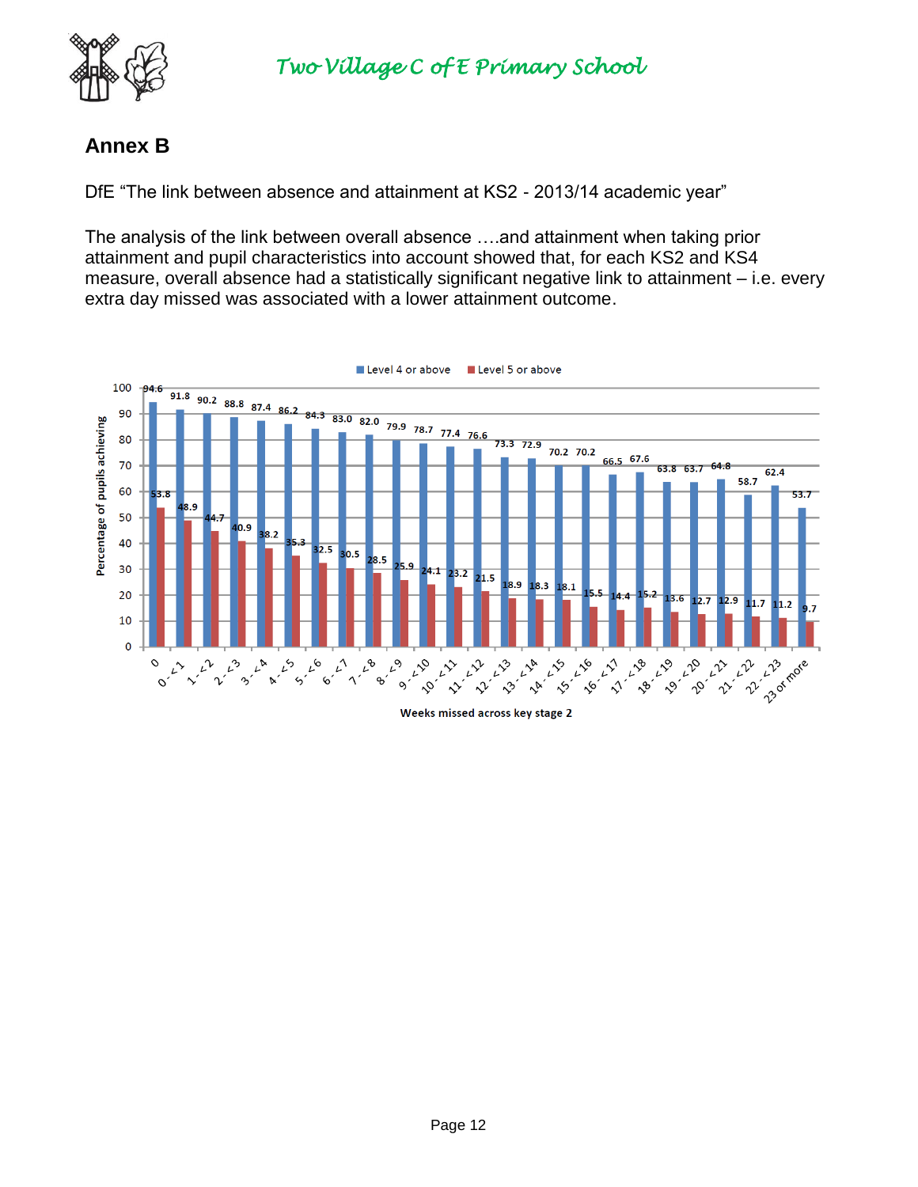## Annex B

DfE "The link between absence and attainment at KS2 - 2013/14 academic year"

The analysis of the link between overall absence ….and attainment when taking prior attainment and pupil characteristics into account showed that, for each KS2 and KS4 measure, overall absence had a statistically significant negative link to attainment – i.e. every extra day missed was associated with a lower attainment outcome.

Level 4 or above
Level 5 or above

Percentage of pupils achieving

0
10
20
30
40
50
60
70
80
90
100

94.6 53.8
91.8 48.9
90.2 44.7
88.8 40.9
87.4 38.2
86.2 35.3
84.3 32.5
83.0 30.5
82.0 28.5
79.9 25.9
78.7 24.1
77.4 23.2
76.6 21.5
73.3 18.9
72.9 18.3
70.2 18.1
70.2 15.5
66.5 14.4
67.6 15.2
63.8 13.6
63.7 12.7
64.8 12.9
58.7 11.7
62.4 11.2
53.7 9.7

0
0 - < 1
1 - < 2
2 - < 3
3 - < 4
4 - < 5
5 - < 6
6 - < 7
7 - < 8
8 - < 9
9 - < 10
10 - < 11
11 - < 12
12 - < 13
13 - < 14
14 - < 15
15 - < 16
16 - < 17
17 - < 18
18 - < 19
19 - < 20
20 - < 21
21 - < 22
22 - < 23
23 or more

Weeks missed across key stage 2